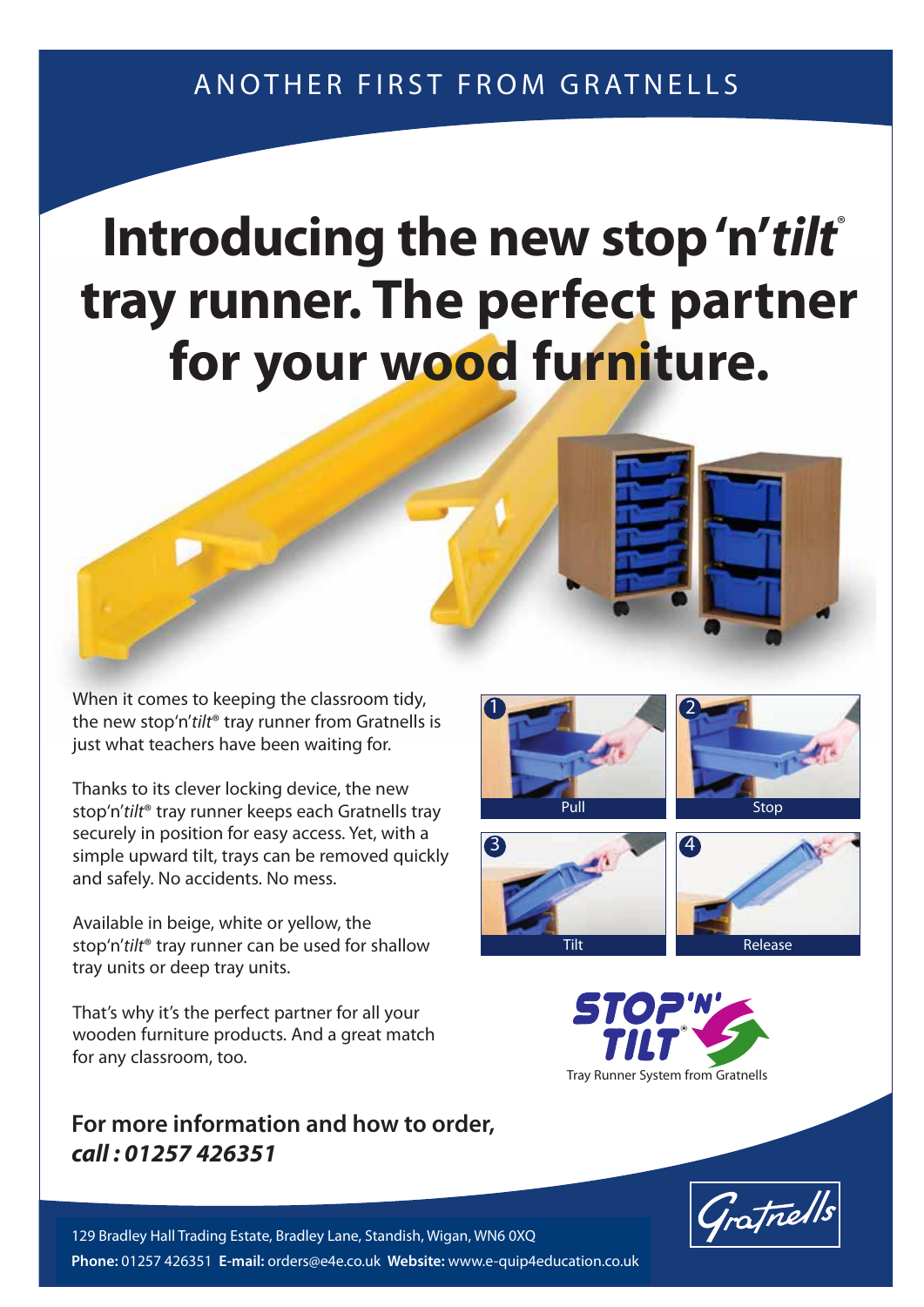ANOTHER FIRST FROM GRATNELLS

# Introducing the new stop 'n' *tilt*® tray runner. The perfect partner for your wood furniture.

When it comes to keeping the classroom tidy, the new stop'n'*tilt*® tray runner from Gratnells is just what teachers have been waiting for.

Thanks to its clever locking device, the new stop'n'*tilt*® tray runner keeps each Gratnells tray securely in position for easy access. Yet, with a simple upward tilt, trays can be removed quickly and safely. No accidents. No mess.

Available in beige, white or yellow, the stop'n'*tilt*® tray runner can be used for shallow tray units or deep tray units.

That's why it's the perfect partner for all your wooden furniture products. And a great match for any classroom, too.

1 Pull

2 Stop

3 Tilt

4 Release

STOP'N' TILT®

Tray Runner System from Gratnells

**For more information and how to order,**
***call : 01257 426351***

Gratnells

129 Bradley Hall Trading Estate, Bradley Lane, Standish, Wigan, WN6 0XQ
**Phone:** 01257 426351 **E-mail:** orders@e4e.co.uk **Website:** www.e-quip4education.co.uk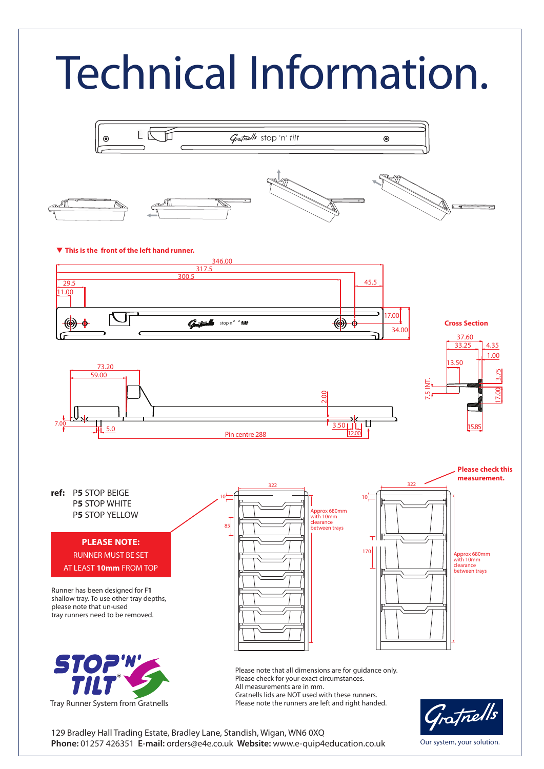# Technical Information.

L

stop 'n' tilt

▼ **This is the front of the left hand runner.**

346.00

317.5

300.5

29.5

11.00

45.5

17.00

34.00

stop n' tilt

**Cross Section**

37.60

33.25

4.35

1.00

13.50

3.75

7.5 INT.

17.00

15.85

73.20

59.00

2.00

7.00

5.0

Pin centre 288

3.50

12.00

**Please check this measurement.**

**ref:** P**5** STOP BEIGE
P**5** STOP WHITE
P**5** STOP YELLOW

**PLEASE NOTE:**
RUNNER MUST BE SET
AT LEAST **10mm** FROM TOP

Runner has been designed for F**1** shallow tray. To use other tray depths, please note that un-used tray runners need to be removed.

322

10

85

Approx 680mm with 10mm clearance between trays

322

10

170

Approx 680mm with 10mm clearance between trays

STOP'N'TILT®
Tray Runner System from Gratnells

Please note that all dimensions are for guidance only.
Please check for your exact circumstances.
All measurements are in mm.
Gratnells lids are NOT used with these runners.
Please note the runners are left and right handed.

129 Bradley Hall Trading Estate, Bradley Lane, Standish, Wigan, WN6 0XQ
**Phone:** 01257 426351 **E-mail:** orders@e4e.co.uk **Website:** www.e-quip4education.co.uk

Gratnells
Our system, your solution.